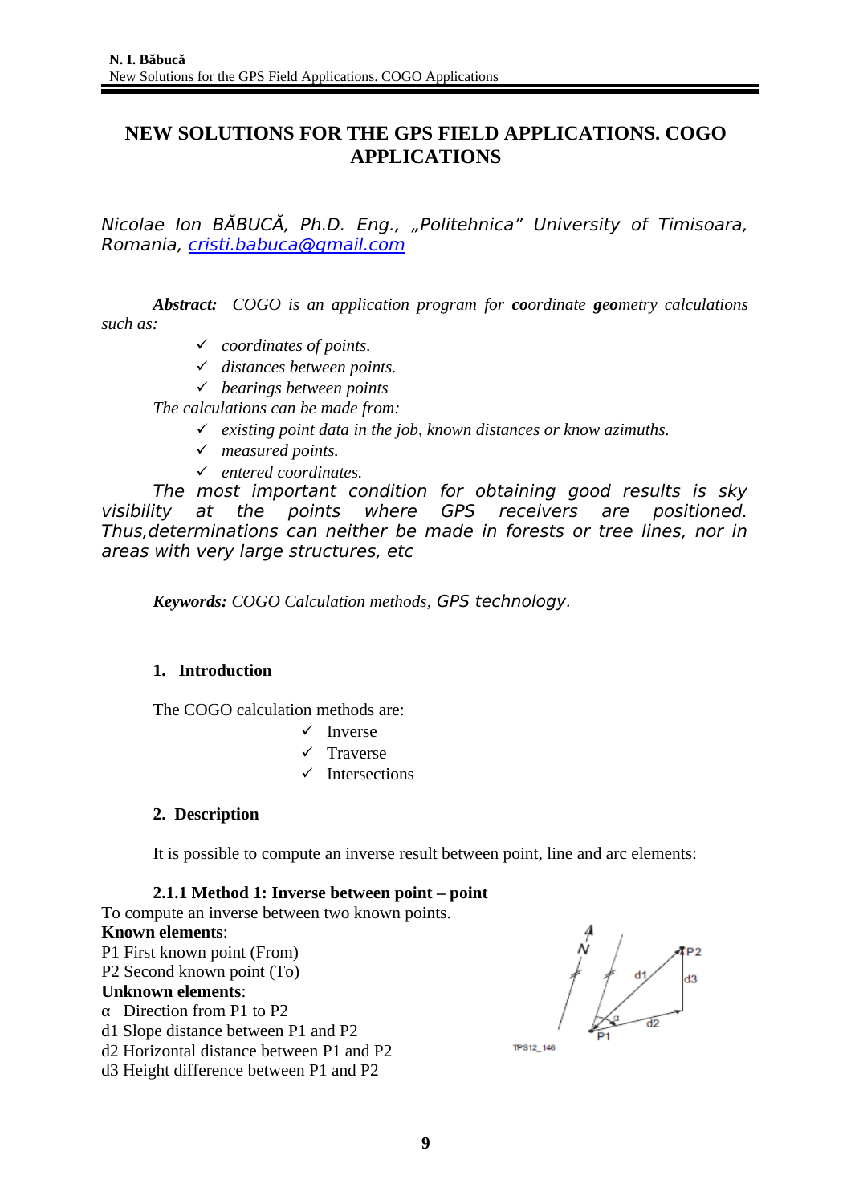# NEW SOLUTIONS FOR THE GPS FIELD APPLICATIONS. COGO APPLICATIONS

*Nicolae Ion BĂBUCĂ, Ph.D. Eng., „Politehnica" University of Timisoara, Romania, cristi.babuca@gmail.com*

***Abstract:*** *COGO is an application program for **co**ordinate **geo**metry calculations such as:*

- ✓ *coordinates of points.*
- ✓ *distances between points.*
- ✓ *bearings between points*

*The calculations can be made from:*

- ✓ *existing point data in the job, known distances or know azimuths.*
- ✓ *measured points.*
- ✓ *entered coordinates.*

*The most important condition for obtaining good results is sky visibility at the points where GPS receivers are positioned. Thus,determinations can neither be made in forests or tree lines, nor in areas with very large structures, etc*

***Keywords:*** *COGO Calculation methods, GPS technology.*

## 1. Introduction

The COGO calculation methods are:

- ✓ Inverse
- ✓ Traverse
- ✓ Intersections

## 2. Description

It is possible to compute an inverse result between point, line and arc elements:

### 2.1.1 Method 1: Inverse between point – point

To compute an inverse between two known points.

**Known elements**:

P1 First known point (From)

P2 Second known point (To)

**Unknown elements**:

α Direction from P1 to P2

d1 Slope distance between P1 and P2

d2 Horizontal distance between P1 and P2

d3 Height difference between P1 and P2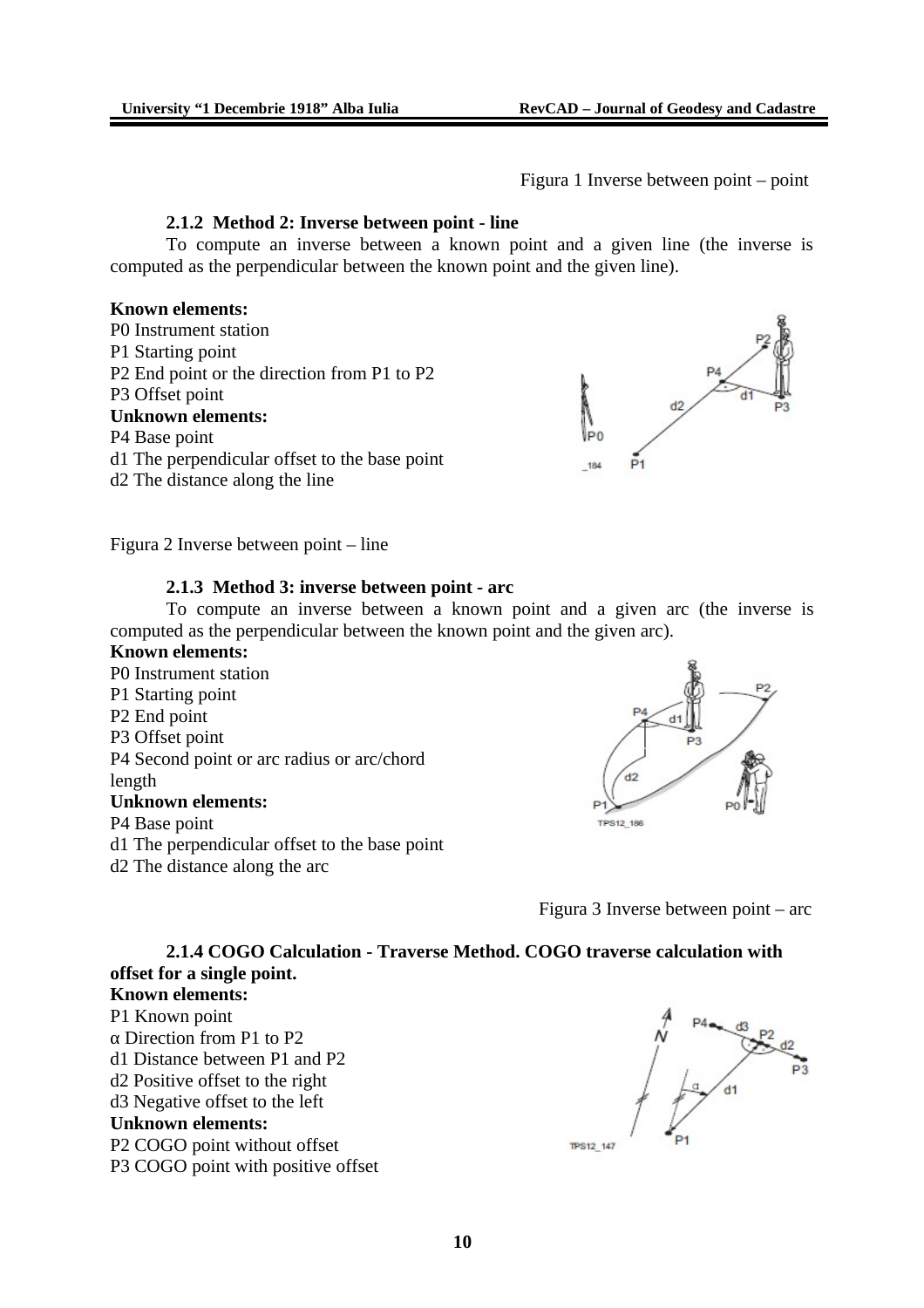Figura 1 Inverse between point – point

### 2.1.2 Method 2: Inverse between point - line

To compute an inverse between a known point and a given line (the inverse is computed as the perpendicular between the known point and the given line).

**Known elements:**

P0 Instrument station
P1 Starting point
P2 End point or the direction from P1 to P2
P3 Offset point

**Unknown elements:**

P4 Base point
d1 The perpendicular offset to the base point
d2 The distance along the line

Figura 2 Inverse between point – line

### 2.1.3 Method 3: inverse between point - arc

To compute an inverse between a known point and a given arc (the inverse is computed as the perpendicular between the known point and the given arc).

**Known elements:**

P0 Instrument station
P1 Starting point
P2 End point
P3 Offset point
P4 Second point or arc radius or arc/chord length

**Unknown elements:**

P4 Base point
d1 The perpendicular offset to the base point
d2 The distance along the arc

Figura 3 Inverse between point – arc

### 2.1.4 COGO Calculation - Traverse Method. COGO traverse calculation with offset for a single point.

**Known elements:**

P1 Known point
α Direction from P1 to P2
d1 Distance between P1 and P2
d2 Positive offset to the right
d3 Negative offset to the left

**Unknown elements:**

P2 COGO point without offset
P3 COGO point with positive offset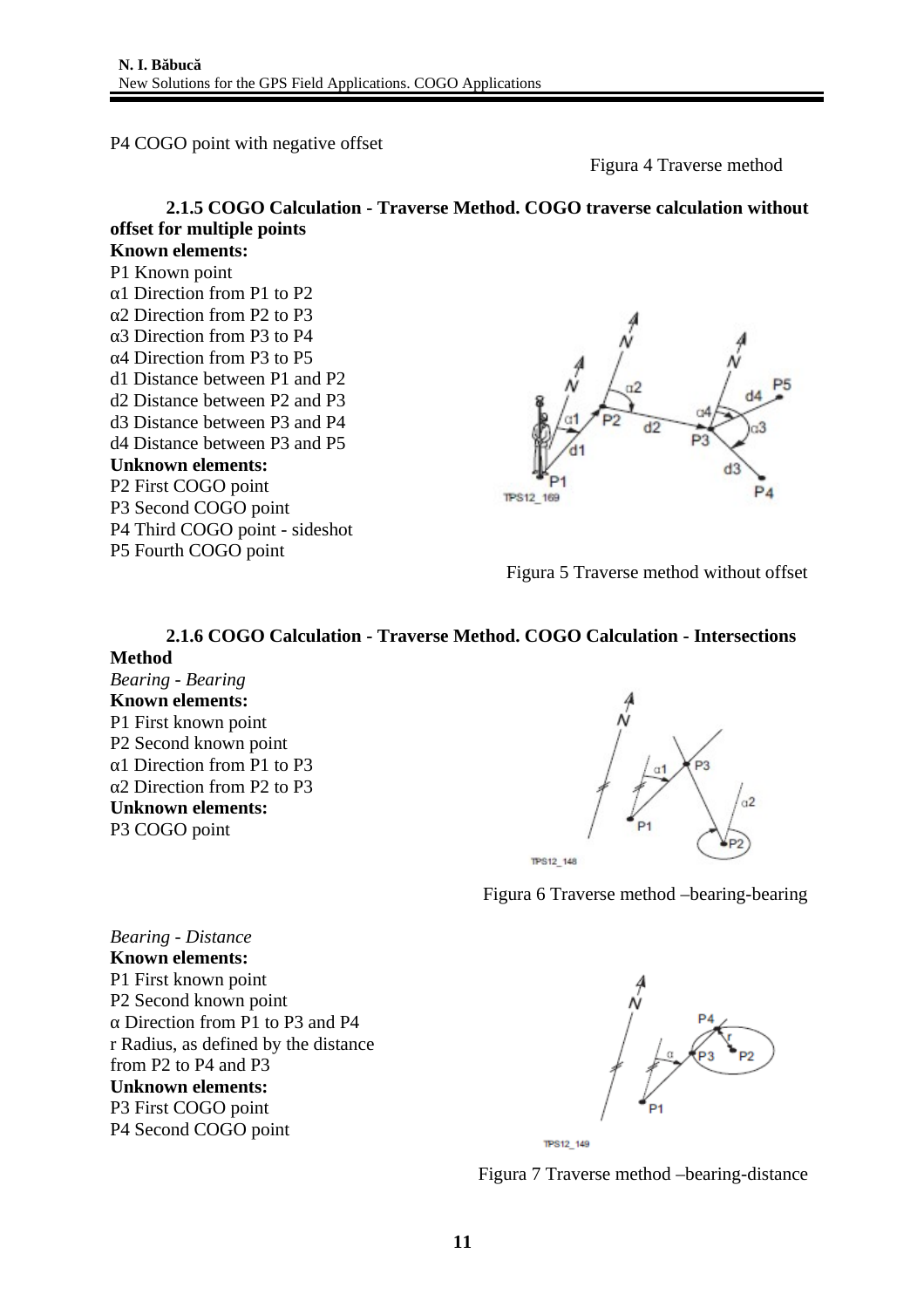P4 COGO point with negative offset

Figura 4 Traverse method

### 2.1.5 COGO Calculation - Traverse Method. COGO traverse calculation without offset for multiple points

**Known elements:**

P1 Known point
α1 Direction from P1 to P2
α2 Direction from P2 to P3
α3 Direction from P3 to P4
α4 Direction from P3 to P5
d1 Distance between P1 and P2
d2 Distance between P2 and P3
d3 Distance between P3 and P4
d4 Distance between P3 and P5

**Unknown elements:**

P2 First COGO point
P3 Second COGO point
P4 Third COGO point - sideshot
P5 Fourth COGO point

Figura 5 Traverse method without offset

### 2.1.6 COGO Calculation - Traverse Method. COGO Calculation - Intersections Method

*Bearing - Bearing*

**Known elements:**

P1 First known point
P2 Second known point
α1 Direction from P1 to P3
α2 Direction from P2 to P3

**Unknown elements:**

P3 COGO point

Figura 6 Traverse method –bearing-bearing

*Bearing - Distance*

**Known elements:**

P1 First known point
P2 Second known point
α Direction from P1 to P3 and P4
r Radius, as defined by the distance from P2 to P4 and P3

**Unknown elements:**

P3 First COGO point
P4 Second COGO point

Figura 7 Traverse method –bearing-distance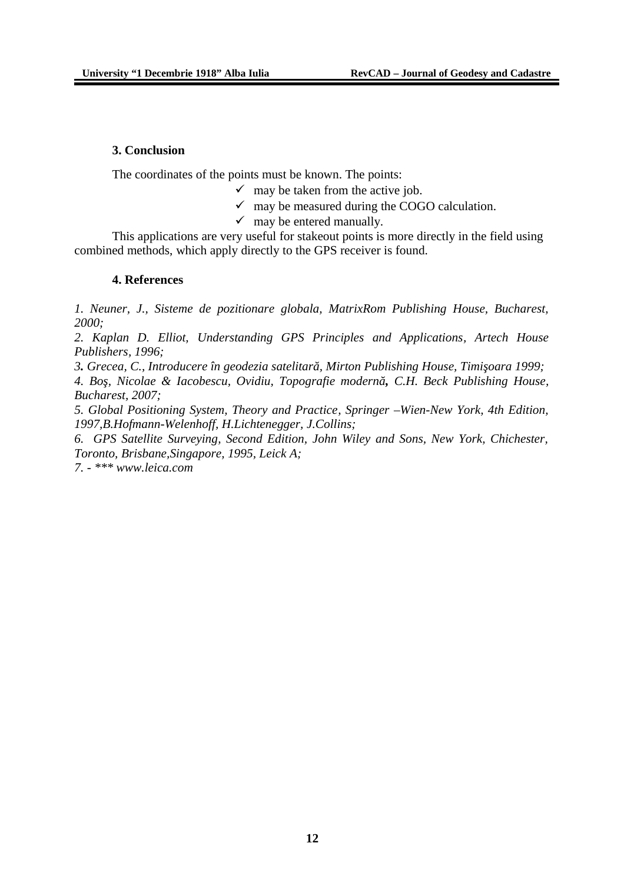### 3. Conclusion

The coordinates of the points must be known. The points:

- ✓ may be taken from the active job.
- ✓ may be measured during the COGO calculation.
- ✓ may be entered manually.

This applications are very useful for stakeout points is more directly in the field using combined methods, which apply directly to the GPS receiver is found.

### 4. References

*1. Neuner, J., Sisteme de pozitionare globala, MatrixRom Publishing House, Bucharest, 2000;*

*2. Kaplan D. Elliot, Understanding GPS Principles and Applications, Artech House Publishers, 1996;*

*3. Grecea, C., Introducere în geodezia satelitară, Mirton Publishing House, Timişoara 1999;*

*4. Boş, Nicolae & Iacobescu, Ovidiu, Topografie modernă, C.H. Beck Publishing House, Bucharest, 2007;*

*5. Global Positioning System, Theory and Practice, Springer –Wien-New York, 4th Edition, 1997,B.Hofmann-Welenhoff, H.Lichtenegger, J.Collins;*

*6. GPS Satellite Surveying, Second Edition, John Wiley and Sons, New York, Chichester, Toronto, Brisbane,Singapore, 1995, Leick A;*

*7. - \*\*\* www.leica.com*